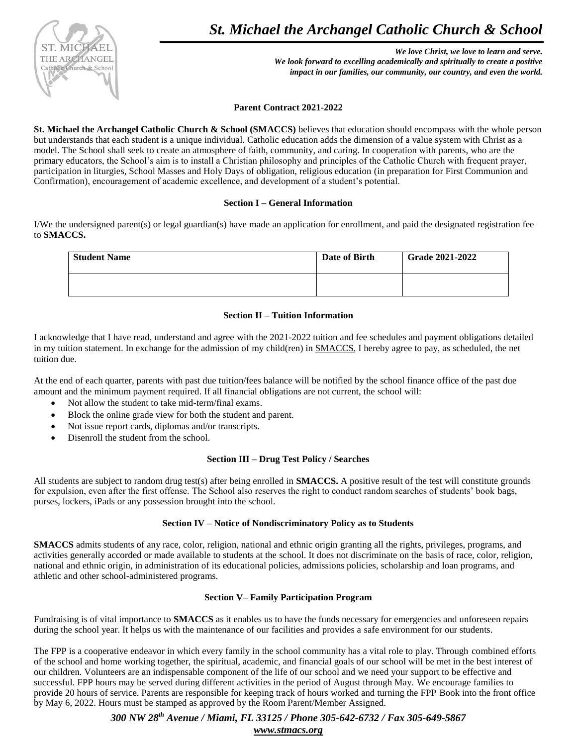# *St. Michael the Archangel Catholic Church & School*

***We love Christ, we love to learn and serve.***
***We look forward to excelling academically and spiritually to create a positive impact in our families, our community, our country, and even the world.***

**Parent Contract 2021-2022**

**St. Michael the Archangel Catholic Church & School (SMACCS)** believes that education should encompass with the whole person but understands that each student is a unique individual. Catholic education adds the dimension of a value system with Christ as a model. The School shall seek to create an atmosphere of faith, community, and caring. In cooperation with parents, who are the primary educators, the School's aim is to install a Christian philosophy and principles of the Catholic Church with frequent prayer, participation in liturgies, School Masses and Holy Days of obligation, religious education (in preparation for First Communion and Confirmation), encouragement of academic excellence, and development of a student's potential.

**Section I – General Information**

I/We the undersigned parent(s) or legal guardian(s) have made an application for enrollment, and paid the designated registration fee to **SMACCS.**

| Student Name | Date of Birth | Grade 2021-2022 |
|---|---|---|
| | | |

**Section II – Tuition Information**

I acknowledge that I have read, understand and agree with the 2021-2022 tuition and fee schedules and payment obligations detailed in my tuition statement. In exchange for the admission of my child(ren) in SMACCS, I hereby agree to pay, as scheduled, the net tuition due.

At the end of each quarter, parents with past due tuition/fees balance will be notified by the school finance office of the past due amount and the minimum payment required. If all financial obligations are not current, the school will:

- Not allow the student to take mid-term/final exams.
- Block the online grade view for both the student and parent.
- Not issue report cards, diplomas and/or transcripts.
- Disenroll the student from the school.

**Section III – Drug Test Policy / Searches**

All students are subject to random drug test(s) after being enrolled in **SMACCS.** A positive result of the test will constitute grounds for expulsion, even after the first offense. The School also reserves the right to conduct random searches of students' book bags, purses, lockers, iPads or any possession brought into the school.

**Section IV – Notice of Nondiscriminatory Policy as to Students**

**SMACCS** admits students of any race, color, religion, national and ethnic origin granting all the rights, privileges, programs, and activities generally accorded or made available to students at the school. It does not discriminate on the basis of race, color, religion, national and ethnic origin, in administration of its educational policies, admissions policies, scholarship and loan programs, and athletic and other school-administered programs.

**Section V– Family Participation Program**

Fundraising is of vital importance to **SMACCS** as it enables us to have the funds necessary for emergencies and unforeseen repairs during the school year. It helps us with the maintenance of our facilities and provides a safe environment for our students.

The FPP is a cooperative endeavor in which every family in the school community has a vital role to play. Through combined efforts of the school and home working together, the spiritual, academic, and financial goals of our school will be met in the best interest of our children. Volunteers are an indispensable component of the life of our school and we need your support to be effective and successful. FPP hours may be served during different activities in the period of August through May. We encourage families to provide 20 hours of service. Parents are responsible for keeping track of hours worked and turning the FPP Book into the front office by May 6, 2022. Hours must be stamped as approved by the Room Parent/Member Assigned.

***300 NW 28th Avenue / Miami, FL 33125 / Phone 305-642-6732 / Fax 305-649-5867***
***www.stmacs.org***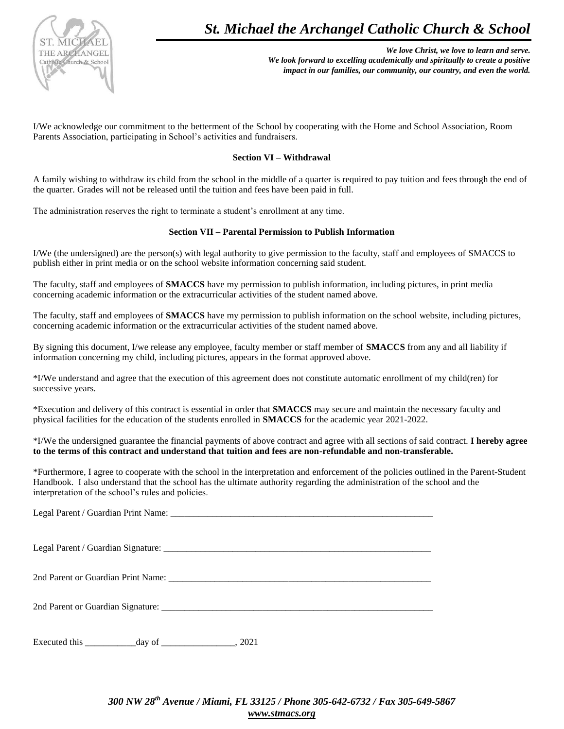I/We acknowledge our commitment to the betterment of the School by cooperating with the Home and School Association, Room Parents Association, participating in School's activities and fundraisers.

**Section VI – Withdrawal**

A family wishing to withdraw its child from the school in the middle of a quarter is required to pay tuition and fees through the end of the quarter. Grades will not be released until the tuition and fees have been paid in full.

The administration reserves the right to terminate a student's enrollment at any time.

**Section VII – Parental Permission to Publish Information**

I/We (the undersigned) are the person(s) with legal authority to give permission to the faculty, staff and employees of SMACCS to publish either in print media or on the school website information concerning said student.

The faculty, staff and employees of **SMACCS** have my permission to publish information, including pictures, in print media concerning academic information or the extracurricular activities of the student named above.

The faculty, staff and employees of **SMACCS** have my permission to publish information on the school website, including pictures, concerning academic information or the extracurricular activities of the student named above.

By signing this document, I/we release any employee, faculty member or staff member of **SMACCS** from any and all liability if information concerning my child, including pictures, appears in the format approved above.

*I/We understand and agree that the execution of this agreement does not constitute automatic enrollment of my child(ren) for successive years.

*Execution and delivery of this contract is essential in order that **SMACCS** may secure and maintain the necessary faculty and physical facilities for the education of the students enrolled in **SMACCS** for the academic year 2021-2022.

*I/We the undersigned guarantee the financial payments of above contract and agree with all sections of said contract. **I hereby agree to the terms of this contract and understand that tuition and fees are non-refundable and non-transferable.**

*Furthermore, I agree to cooperate with the school in the interpretation and enforcement of the policies outlined in the Parent-Student Handbook. I also understand that the school has the ultimate authority regarding the administration of the school and the interpretation of the school's rules and policies.

Legal Parent / Guardian Print Name: ______________________________________________________________

Legal Parent / Guardian Signature: ______________________________________________________________

2nd Parent or Guardian Print Name: ______________________________________________________________

2nd Parent or Guardian Signature: ______________________________________________________________

Executed this ___________day of ________________, 2021

*300 NW 28th Avenue / Miami, FL 33125 / Phone 305-642-6732 / Fax 305-649-5867*
*www.stmacs.org*